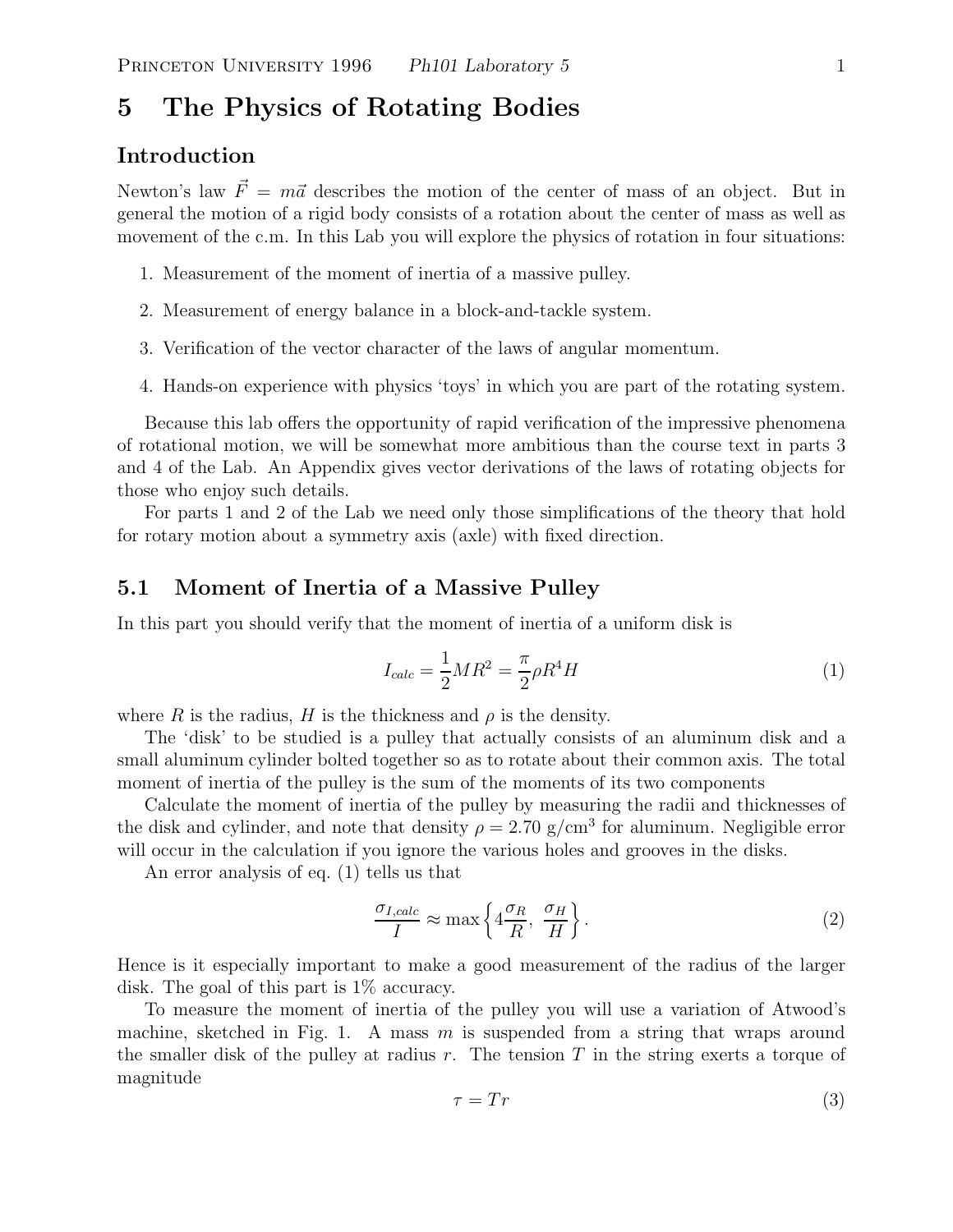# 5 The Physics of Rotating Bodies

## Introduction

Newton's law $\vec{F} = m\vec{a}$ describes the motion of the center of mass of an object. But in general the motion of a rigid body consists of a rotation about the center of mass as well as movement of the c.m. In this Lab you will explore the physics of rotation in four situations:

1. Measurement of the moment of inertia of a massive pulley.
2. Measurement of energy balance in a block-and-tackle system.
3. Verification of the vector character of the laws of angular momentum.
4. Hands-on experience with physics 'toys' in which you are part of the rotating system.

Because this lab offers the opportunity of rapid verification of the impressive phenomena of rotational motion, we will be somewhat more ambitious than the course text in parts 3 and 4 of the Lab. An Appendix gives vector derivations of the laws of rotating objects for those who enjoy such details.

For parts 1 and 2 of the Lab we need only those simplifications of the theory that hold for rotary motion about a symmetry axis (axle) with fixed direction.

## 5.1 Moment of Inertia of a Massive Pulley

In this part you should verify that the moment of inertia of a uniform disk is

$$I_{calc} = \frac{1}{2}MR^2 = \frac{\pi}{2}\rho R^4 H \tag{1}$$

where $R$ is the radius, $H$ is the thickness and $\rho$ is the density.

The 'disk' to be studied is a pulley that actually consists of an aluminum disk and a small aluminum cylinder bolted together so as to rotate about their common axis. The total moment of inertia of the pulley is the sum of the moments of its two components

Calculate the moment of inertia of the pulley by measuring the radii and thicknesses of the disk and cylinder, and note that density $\rho = 2.70$ g/cm$^3$ for aluminum. Negligible error will occur in the calculation if you ignore the various holes and grooves in the disks.

An error analysis of eq. (1) tells us that

$$\frac{\sigma_{I,calc}}{I} \approx \max\left\{4\frac{\sigma_R}{R},\ \frac{\sigma_H}{H}\right\}. \tag{2}$$

Hence is it especially important to make a good measurement of the radius of the larger disk. The goal of this part is 1% accuracy.

To measure the moment of inertia of the pulley you will use a variation of Atwood's machine, sketched in Fig. 1. A mass $m$ is suspended from a string that wraps around the smaller disk of the pulley at radius $r$. The tension $T$ in the string exerts a torque of magnitude

$$\tau = Tr \tag{3}$$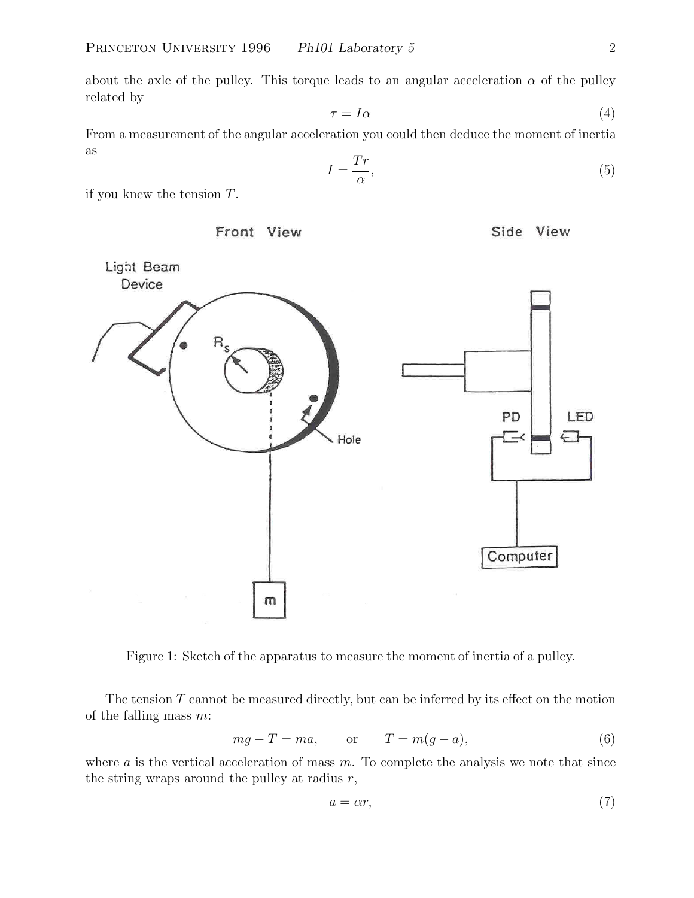about the axle of the pulley. This torque leads to an angular acceleration $\alpha$ of the pulley related by

$$\tau = I\alpha \tag{4}$$

From a measurement of the angular acceleration you could then deduce the moment of inertia as

$$I = \frac{Tr}{\alpha}, \tag{5}$$

if you knew the tension $T$.

Figure 1: Sketch of the apparatus to measure the moment of inertia of a pulley.

The tension $T$ cannot be measured directly, but can be inferred by its effect on the motion of the falling mass $m$:

$$mg - T = ma, \qquad \text{or} \qquad T = m(g - a), \tag{6}$$

where $a$ is the vertical acceleration of mass $m$. To complete the analysis we note that since the string wraps around the pulley at radius $r$,

$$a = \alpha r, \tag{7}$$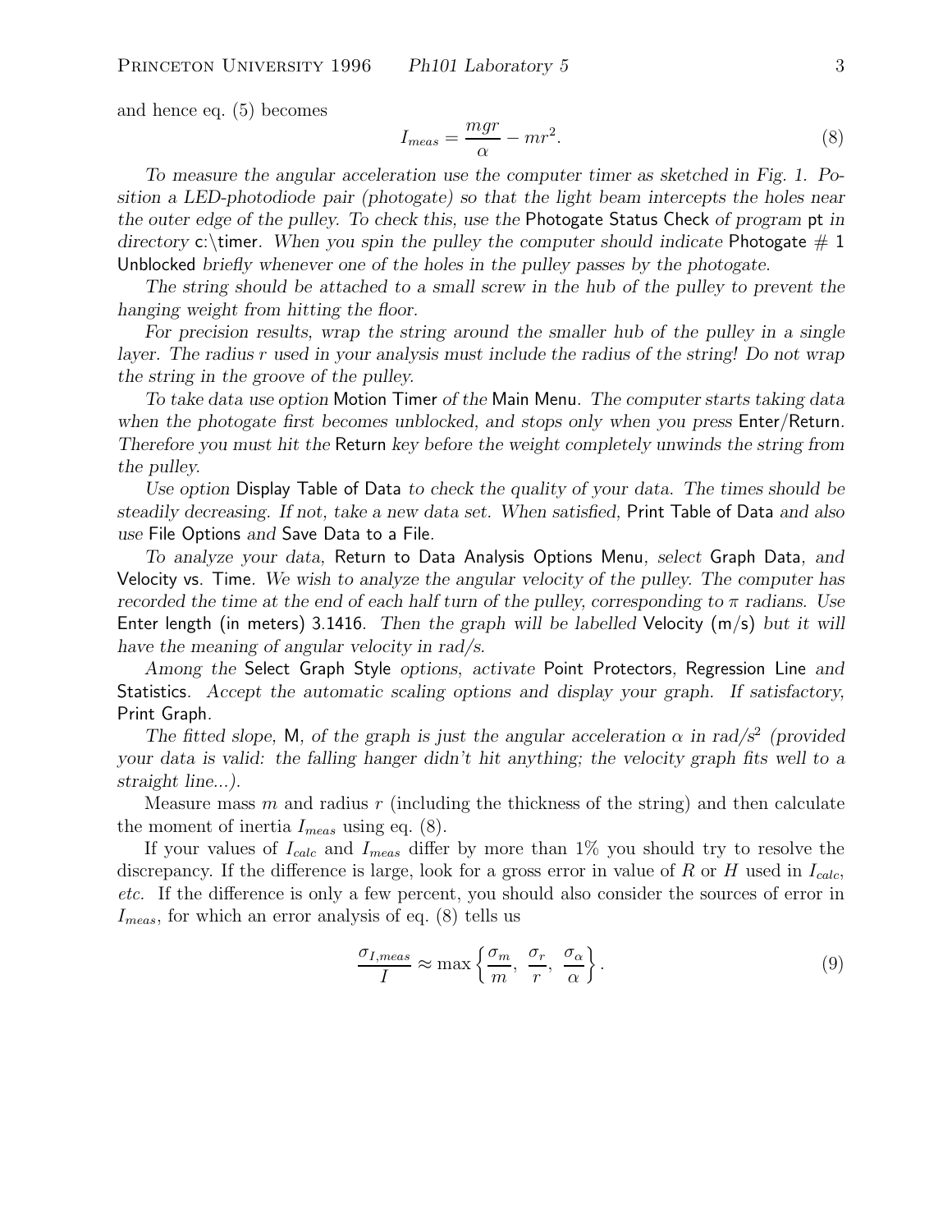and hence eq. (5) becomes

$$I_{meas} = \frac{mgr}{\alpha} - mr^2. \tag{8}$$

*To measure the angular acceleration use the computer timer as sketched in Fig. 1. Position a LED-photodiode pair (photogate) so that the light beam intercepts the holes near the outer edge of the pulley. To check this, use the* Photogate Status Check *of program* pt *in directory* c:\timer*. When you spin the pulley the computer should indicate* Photogate # 1 Unblocked *briefly whenever one of the holes in the pulley passes by the photogate.*

*The string should be attached to a small screw in the hub of the pulley to prevent the hanging weight from hitting the floor.*

*For precision results, wrap the string around the smaller hub of the pulley in a single layer. The radius $r$ used in your analysis must include the radius of the string! Do not wrap the string in the groove of the pulley.*

*To take data use option* Motion Timer *of the* Main Menu*. The computer starts taking data when the photogate first becomes unblocked, and stops only when you press* Enter/Return*. Therefore you must hit the* Return *key before the weight completely unwinds the string from the pulley.*

*Use option* Display Table of Data *to check the quality of your data. The times should be steadily decreasing. If not, take a new data set. When satisfied,* Print Table of Data *and also use* File Options *and* Save Data to a File*.*

*To analyze your data,* Return to Data Analysis Options Menu*, select* Graph Data*, and* Velocity vs. Time*. We wish to analyze the angular velocity of the pulley. The computer has recorded the time at the end of each half turn of the pulley, corresponding to $\pi$ radians. Use* Enter length (in meters) 3.1416*. Then the graph will be labelled* Velocity (m/s) *but it will have the meaning of angular velocity in rad/s.*

*Among the* Select Graph Style *options, activate* Point Protectors*,* Regression Line *and* Statistics*. Accept the automatic scaling options and display your graph. If satisfactory,* Print Graph*.*

*The fitted slope,* M*, of the graph is just the angular acceleration $\alpha$ in rad/s$^2$ (provided your data is valid: the falling hanger didn't hit anything; the velocity graph fits well to a straight line...).*

Measure mass $m$ and radius $r$ (including the thickness of the string) and then calculate the moment of inertia $I_{meas}$ using eq. (8).

If your values of $I_{calc}$ and $I_{meas}$ differ by more than 1% you should try to resolve the discrepancy. If the difference is large, look for a gross error in value of $R$ or $H$ used in $I_{calc}$, *etc.* If the difference is only a few percent, you should also consider the sources of error in $I_{meas}$, for which an error analysis of eq. (8) tells us

$$\frac{\sigma_{I,meas}}{I} \approx \max\left\{\frac{\sigma_m}{m},\ \frac{\sigma_r}{r},\ \frac{\sigma_\alpha}{\alpha}\right\}. \tag{9}$$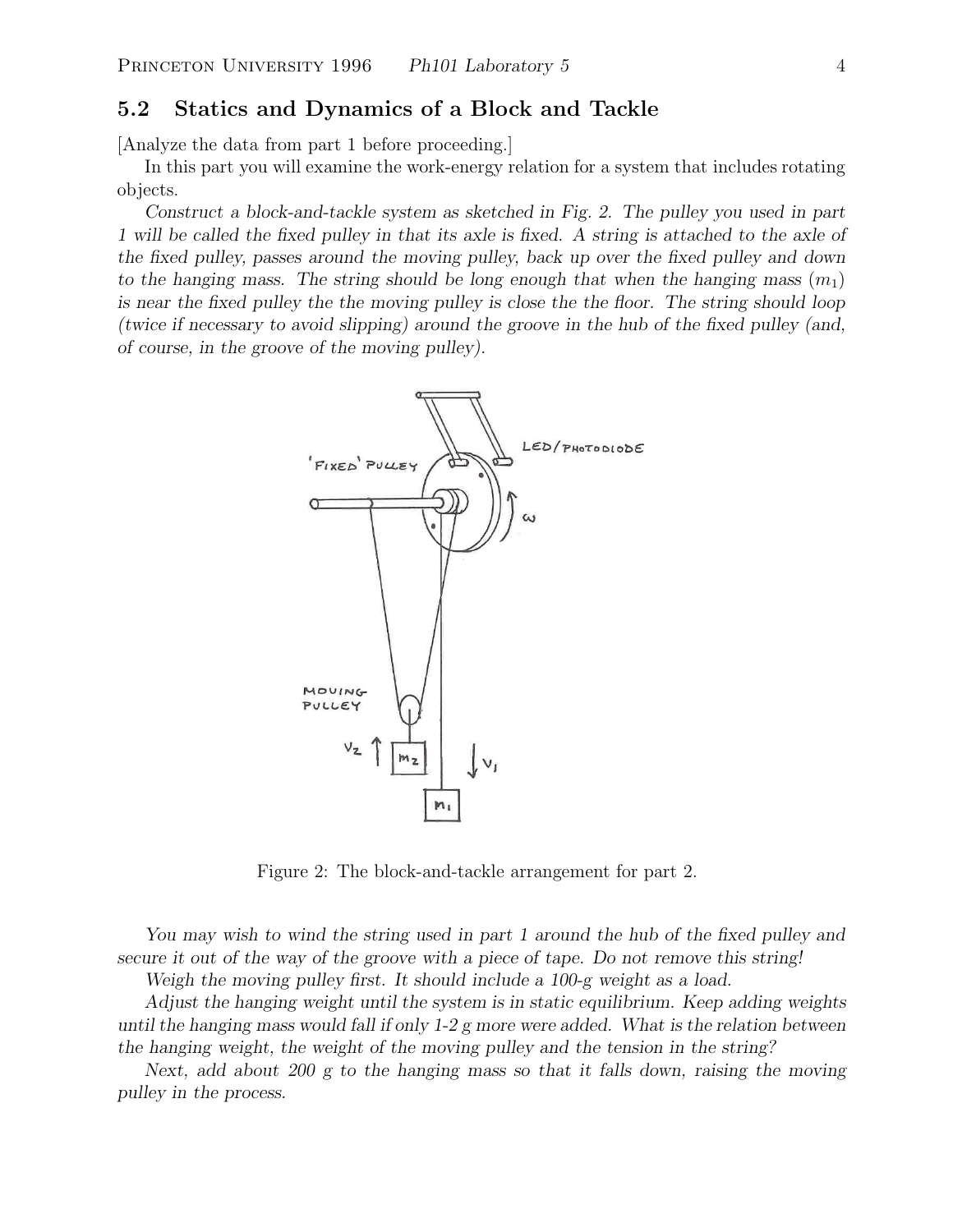## 5.2 Statics and Dynamics of a Block and Tackle

[Analyze the data from part 1 before proceeding.]

In this part you will examine the work-energy relation for a system that includes rotating objects.

*Construct a block-and-tackle system as sketched in Fig. 2. The pulley you used in part 1 will be called the fixed pulley in that its axle is fixed. A string is attached to the axle of the fixed pulley, passes around the moving pulley, back up over the fixed pulley and down to the hanging mass. The string should be long enough that when the hanging mass ($m_1$) is near the fixed pulley the the moving pulley is close the the floor. The string should loop (twice if necessary to avoid slipping) around the groove in the hub of the fixed pulley (and, of course, in the groove of the moving pulley).*

Figure 2: The block-and-tackle arrangement for part 2.

*You may wish to wind the string used in part 1 around the hub of the fixed pulley and secure it out of the way of the groove with a piece of tape. Do not remove this string!*

*Weigh the moving pulley first. It should include a 100-g weight as a load.*

*Adjust the hanging weight until the system is in static equilibrium. Keep adding weights until the hanging mass would fall if only 1-2 g more were added. What is the relation between the hanging weight, the weight of the moving pulley and the tension in the string?*

*Next, add about 200 g to the hanging mass so that it falls down, raising the moving pulley in the process.*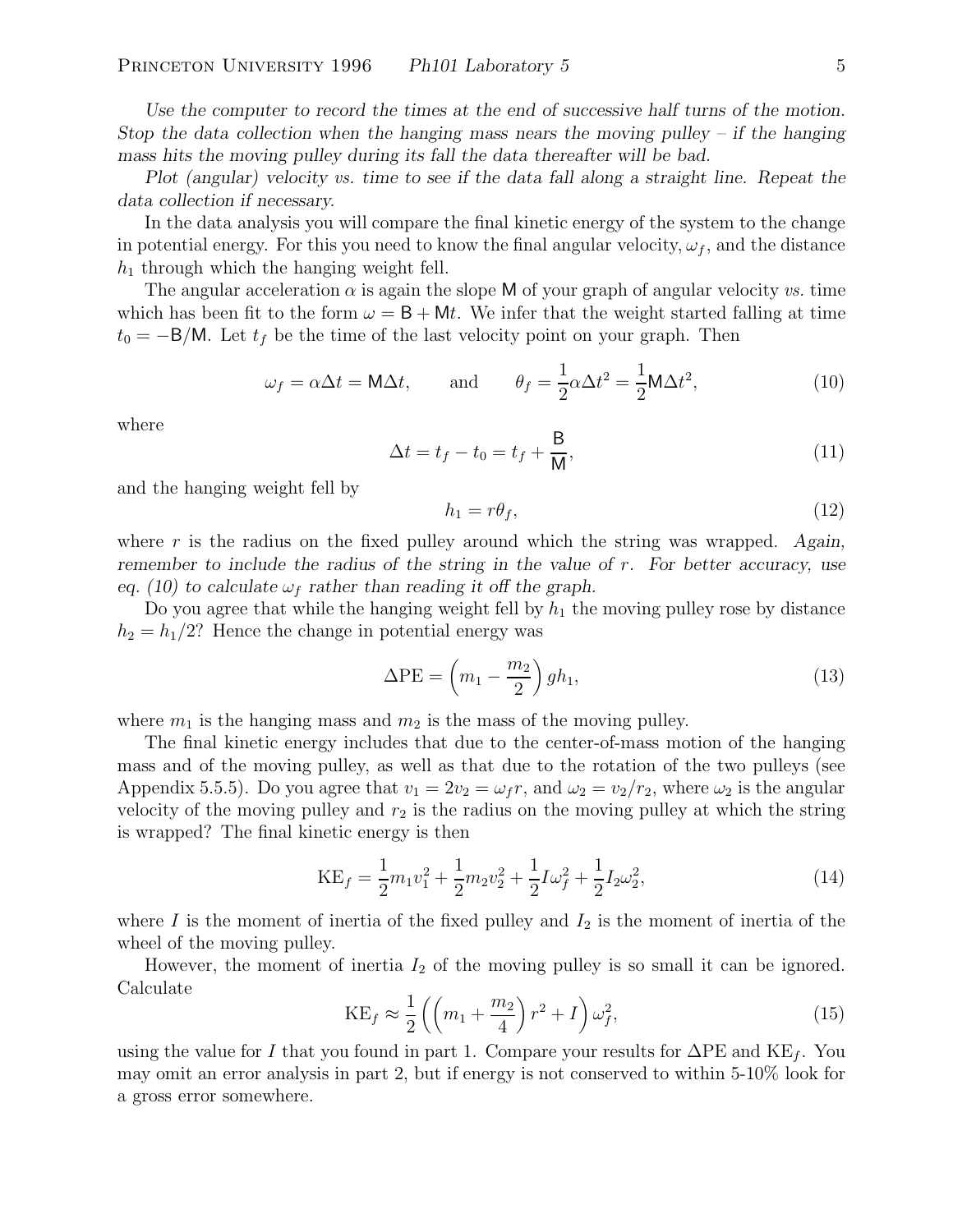*Use the computer to record the times at the end of successive half turns of the motion. Stop the data collection when the hanging mass nears the moving pulley – if the hanging mass hits the moving pulley during its fall the data thereafter will be bad.*

*Plot (angular) velocity vs. time to see if the data fall along a straight line. Repeat the data collection if necessary.*

In the data analysis you will compare the final kinetic energy of the system to the change in potential energy. For this you need to know the final angular velocity, $\omega_f$, and the distance $h_1$ through which the hanging weight fell.

The angular acceleration $\alpha$ is again the slope $\mathsf{M}$ of your graph of angular velocity *vs.* time which has been fit to the form $\omega = \mathsf{B} + \mathsf{M}t$. We infer that the weight started falling at time $t_0 = -\mathsf{B}/\mathsf{M}$. Let $t_f$ be the time of the last velocity point on your graph. Then

$$\omega_f = \alpha \Delta t = \mathsf{M}\Delta t, \qquad \text{and} \qquad \theta_f = \frac{1}{2}\alpha \Delta t^2 = \frac{1}{2}\mathsf{M}\Delta t^2, \tag{10}$$

where

$$\Delta t = t_f - t_0 = t_f + \frac{\mathsf{B}}{\mathsf{M}}, \tag{11}$$

and the hanging weight fell by

$$h_1 = r\theta_f, \tag{12}$$

where $r$ is the radius on the fixed pulley around which the string was wrapped. *Again, remember to include the radius of the string in the value of $r$. For better accuracy, use eq. (10) to calculate $\omega_f$ rather than reading it off the graph.*

Do you agree that while the hanging weight fell by $h_1$ the moving pulley rose by distance $h_2 = h_1/2$? Hence the change in potential energy was

$$\Delta\text{PE} = \left(m_1 - \frac{m_2}{2}\right) g h_1, \tag{13}$$

where $m_1$ is the hanging mass and $m_2$ is the mass of the moving pulley.

The final kinetic energy includes that due to the center-of-mass motion of the hanging mass and of the moving pulley, as well as that due to the rotation of the two pulleys (see Appendix 5.5.5). Do you agree that $v_1 = 2v_2 = \omega_f r$, and $\omega_2 = v_2/r_2$, where $\omega_2$ is the angular velocity of the moving pulley and $r_2$ is the radius on the moving pulley at which the string is wrapped? The final kinetic energy is then

$$\text{KE}_f = \frac{1}{2}m_1 v_1^2 + \frac{1}{2}m_2 v_2^2 + \frac{1}{2}I\omega_f^2 + \frac{1}{2}I_2\omega_2^2, \tag{14}$$

where $I$ is the moment of inertia of the fixed pulley and $I_2$ is the moment of inertia of the wheel of the moving pulley.

However, the moment of inertia $I_2$ of the moving pulley is so small it can be ignored. Calculate

$$\text{KE}_f \approx \frac{1}{2}\left(\left(m_1 + \frac{m_2}{4}\right) r^2 + I\right)\omega_f^2, \tag{15}$$

using the value for $I$ that you found in part 1. Compare your results for $\Delta$PE and $\text{KE}_f$. You may omit an error analysis in part 2, but if energy is not conserved to within 5-10% look for a gross error somewhere.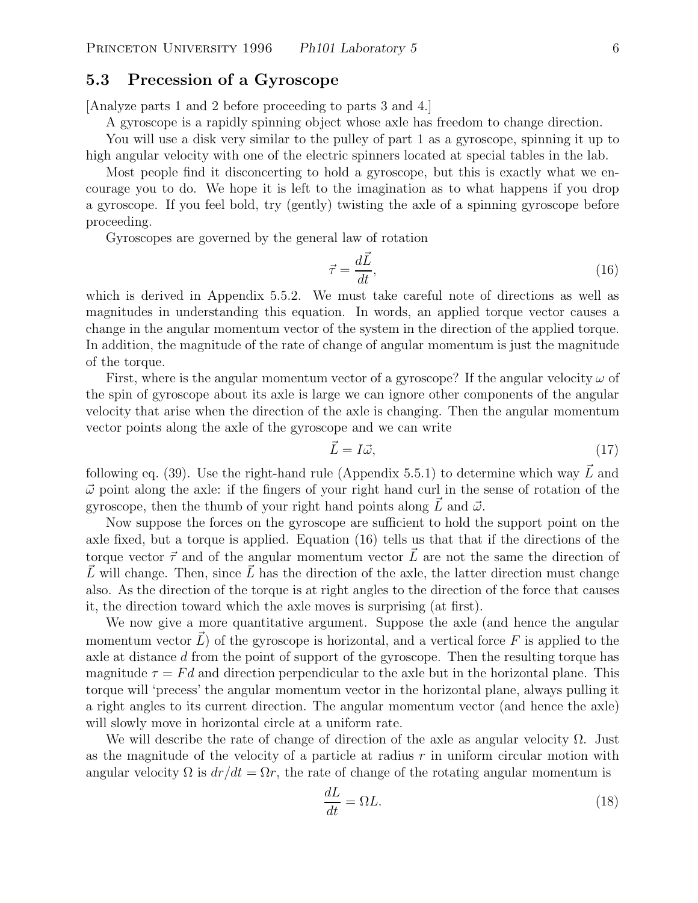### 5.3 Precession of a Gyroscope

[Analyze parts 1 and 2 before proceeding to parts 3 and 4.]

A gyroscope is a rapidly spinning object whose axle has freedom to change direction.

You will use a disk very similar to the pulley of part 1 as a gyroscope, spinning it up to high angular velocity with one of the electric spinners located at special tables in the lab.

Most people find it disconcerting to hold a gyroscope, but this is exactly what we encourage you to do. We hope it is left to the imagination as to what happens if you drop a gyroscope. If you feel bold, try (gently) twisting the axle of a spinning gyroscope before proceeding.

Gyroscopes are governed by the general law of rotation

$$\vec{\tau} = \frac{d\vec{L}}{dt}, \tag{16}$$

which is derived in Appendix 5.5.2. We must take careful note of directions as well as magnitudes in understanding this equation. In words, an applied torque vector causes a change in the angular momentum vector of the system in the direction of the applied torque. In addition, the magnitude of the rate of change of angular momentum is just the magnitude of the torque.

First, where is the angular momentum vector of a gyroscope? If the angular velocity $\omega$ of the spin of gyroscope about its axle is large we can ignore other components of the angular velocity that arise when the direction of the axle is changing. Then the angular momentum vector points along the axle of the gyroscope and we can write

$$\vec{L} = I\vec{\omega}, \tag{17}$$

following eq. (39). Use the right-hand rule (Appendix 5.5.1) to determine which way $\vec{L}$ and $\vec{\omega}$ point along the axle: if the fingers of your right hand curl in the sense of rotation of the gyroscope, then the thumb of your right hand points along $\vec{L}$ and $\vec{\omega}$.

Now suppose the forces on the gyroscope are sufficient to hold the support point on the axle fixed, but a torque is applied. Equation (16) tells us that that if the directions of the torque vector $\vec{\tau}$ and of the angular momentum vector $\vec{L}$ are not the same the direction of $\vec{L}$ will change. Then, since $\vec{L}$ has the direction of the axle, the latter direction must change also. As the direction of the torque is at right angles to the direction of the force that causes it, the direction toward which the axle moves is surprising (at first).

We now give a more quantitative argument. Suppose the axle (and hence the angular momentum vector $\vec{L}$) of the gyroscope is horizontal, and a vertical force $F$ is applied to the axle at distance $d$ from the point of support of the gyroscope. Then the resulting torque has magnitude $\tau = Fd$ and direction perpendicular to the axle but in the horizontal plane. This torque will 'precess' the angular momentum vector in the horizontal plane, always pulling it a right angles to its current direction. The angular momentum vector (and hence the axle) will slowly move in horizontal circle at a uniform rate.

We will describe the rate of change of direction of the axle as angular velocity $\Omega$. Just as the magnitude of the velocity of a particle at radius $r$ in uniform circular motion with angular velocity $\Omega$ is $dr/dt = \Omega r$, the rate of change of the rotating angular momentum is

$$\frac{dL}{dt} = \Omega L. \tag{18}$$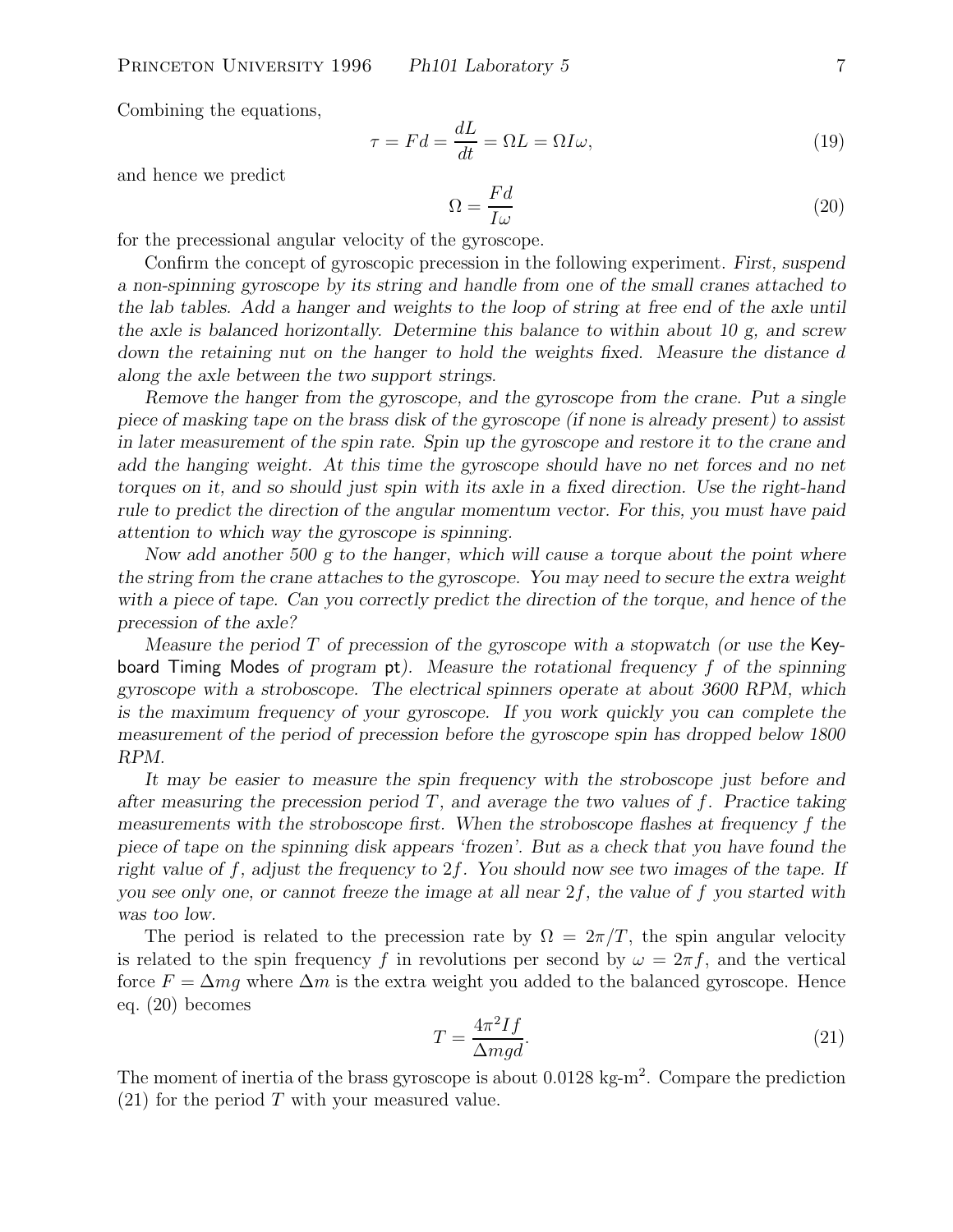Combining the equations,

$$\tau = Fd = \frac{dL}{dt} = \Omega L = \Omega I \omega, \tag{19}$$

and hence we predict

$$\Omega = \frac{Fd}{I\omega} \tag{20}$$

for the precessional angular velocity of the gyroscope.

Confirm the concept of gyroscopic precession in the following experiment. *First, suspend a non-spinning gyroscope by its string and handle from one of the small cranes attached to the lab tables. Add a hanger and weights to the loop of string at free end of the axle until the axle is balanced horizontally. Determine this balance to within about 10 g, and screw down the retaining nut on the hanger to hold the weights fixed. Measure the distance $d$ along the axle between the two support strings.*

*Remove the hanger from the gyroscope, and the gyroscope from the crane. Put a single piece of masking tape on the brass disk of the gyroscope (if none is already present) to assist in later measurement of the spin rate. Spin up the gyroscope and restore it to the crane and add the hanging weight. At this time the gyroscope should have no net forces and no net torques on it, and so should just spin with its axle in a fixed direction. Use the right-hand rule to predict the direction of the angular momentum vector. For this, you must have paid attention to which way the gyroscope is spinning.*

*Now add another 500 g to the hanger, which will cause a torque about the point where the string from the crane attaches to the gyroscope. You may need to secure the extra weight with a piece of tape. Can you correctly predict the direction of the torque, and hence of the precession of the axle?*

*Measure the period $T$ of precession of the gyroscope with a stopwatch (or use the* Keyboard Timing Modes *of program* pt*). Measure the rotational frequency $f$ of the spinning gyroscope with a stroboscope. The electrical spinners operate at about 3600 RPM, which is the maximum frequency of your gyroscope. If you work quickly you can complete the measurement of the period of precession before the gyroscope spin has dropped below 1800 RPM.*

*It may be easier to measure the spin frequency with the stroboscope just before and after measuring the precession period $T$, and average the two values of $f$. Practice taking measurements with the stroboscope first. When the stroboscope flashes at frequency $f$ the piece of tape on the spinning disk appears 'frozen'. But as a check that you have found the right value of $f$, adjust the frequency to $2f$. You should now see two images of the tape. If you see only one, or cannot freeze the image at all near $2f$, the value of $f$ you started with was too low.*

The period is related to the precession rate by $\Omega = 2\pi/T$, the spin angular velocity is related to the spin frequency $f$ in revolutions per second by $\omega = 2\pi f$, and the vertical force $F = \Delta m g$ where $\Delta m$ is the extra weight you added to the balanced gyroscope. Hence eq. (20) becomes

$$T = \frac{4\pi^2 I f}{\Delta m g d}. \tag{21}$$

The moment of inertia of the brass gyroscope is about 0.0128 kg-m$^2$. Compare the prediction (21) for the period $T$ with your measured value.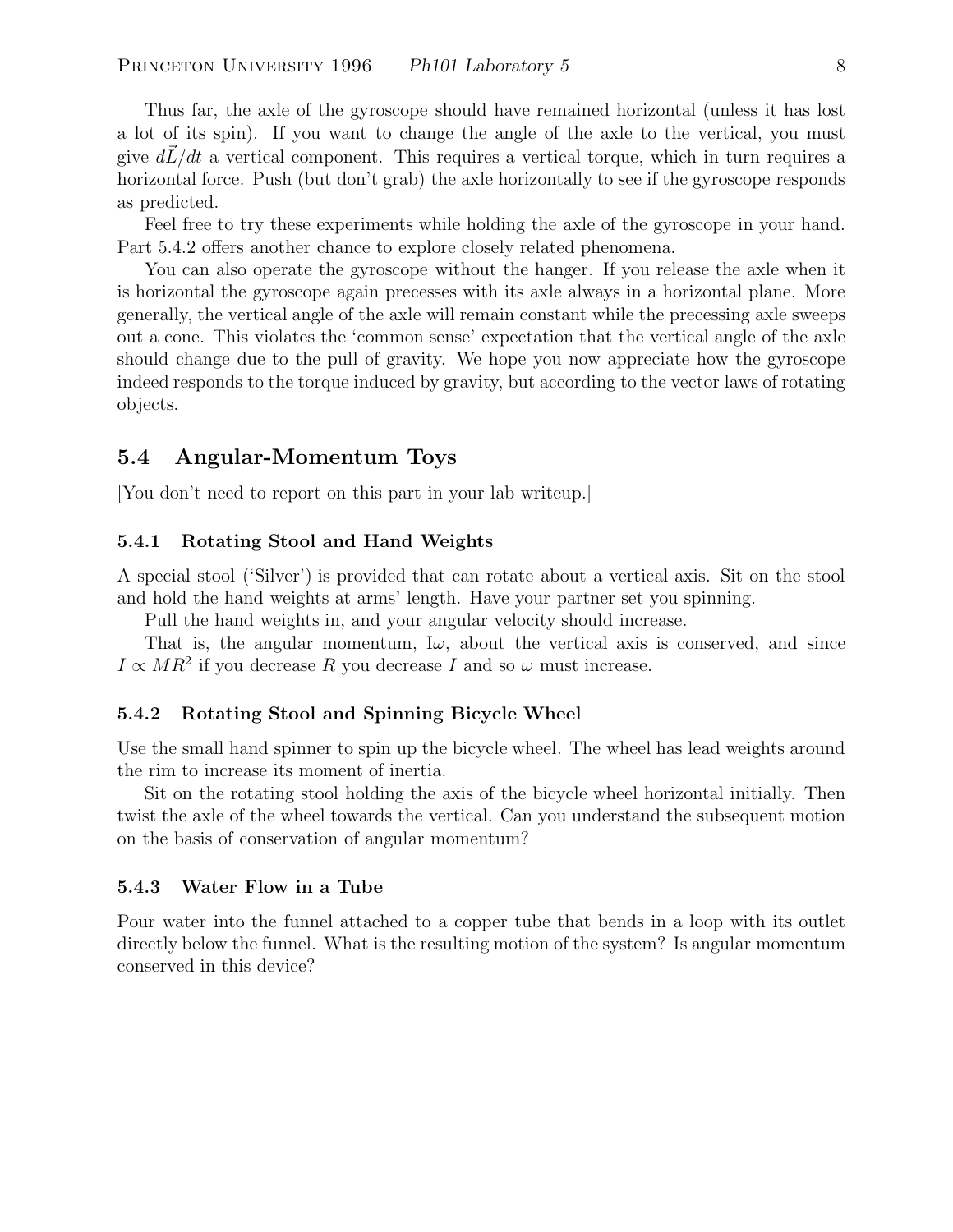Thus far, the axle of the gyroscope should have remained horizontal (unless it has lost a lot of its spin). If you want to change the angle of the axle to the vertical, you must give $d\vec{L}/dt$ a vertical component. This requires a vertical torque, which in turn requires a horizontal force. Push (but don't grab) the axle horizontally to see if the gyroscope responds as predicted.

Feel free to try these experiments while holding the axle of the gyroscope in your hand. Part 5.4.2 offers another chance to explore closely related phenomena.

You can also operate the gyroscope without the hanger. If you release the axle when it is horizontal the gyroscope again precesses with its axle always in a horizontal plane. More generally, the vertical angle of the axle will remain constant while the precessing axle sweeps out a cone. This violates the 'common sense' expectation that the vertical angle of the axle should change due to the pull of gravity. We hope you now appreciate how the gyroscope indeed responds to the torque induced by gravity, but according to the vector laws of rotating objects.

## 5.4 Angular-Momentum Toys

[You don't need to report on this part in your lab writeup.]

### 5.4.1 Rotating Stool and Hand Weights

A special stool ('Silver') is provided that can rotate about a vertical axis. Sit on the stool and hold the hand weights at arms' length. Have your partner set you spinning.

Pull the hand weights in, and your angular velocity should increase.

That is, the angular momentum, I$\omega$, about the vertical axis is conserved, and since $I \propto MR^2$ if you decrease $R$ you decrease $I$ and so $\omega$ must increase.

### 5.4.2 Rotating Stool and Spinning Bicycle Wheel

Use the small hand spinner to spin up the bicycle wheel. The wheel has lead weights around the rim to increase its moment of inertia.

Sit on the rotating stool holding the axis of the bicycle wheel horizontal initially. Then twist the axle of the wheel towards the vertical. Can you understand the subsequent motion on the basis of conservation of angular momentum?

### 5.4.3 Water Flow in a Tube

Pour water into the funnel attached to a copper tube that bends in a loop with its outlet directly below the funnel. What is the resulting motion of the system? Is angular momentum conserved in this device?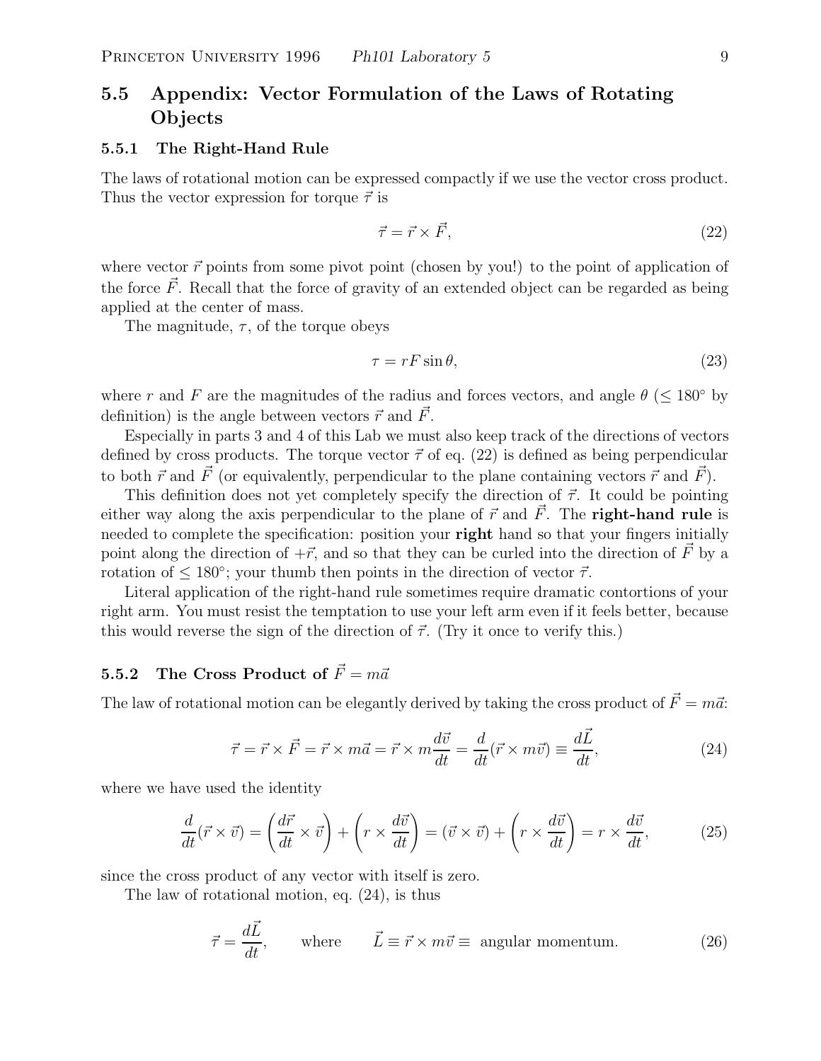## 5.5 Appendix: Vector Formulation of the Laws of Rotating Objects

### 5.5.1 The Right-Hand Rule

The laws of rotational motion can be expressed compactly if we use the vector cross product. Thus the vector expression for torque $\vec{\tau}$ is

$$\vec{\tau} = \vec{r} \times \vec{F}, \tag{22}$$

where vector $\vec{r}$ points from some pivot point (chosen by you!) to the point of application of the force $\vec{F}$. Recall that the force of gravity of an extended object can be regarded as being applied at the center of mass.

The magnitude, $\tau$, of the torque obeys

$$\tau = rF \sin\theta, \tag{23}$$

where $r$ and $F$ are the magnitudes of the radius and forces vectors, and angle $\theta$ ($\leq 180^\circ$ by definition) is the angle between vectors $\vec{r}$ and $\vec{F}$.

Especially in parts 3 and 4 of this Lab we must also keep track of the directions of vectors defined by cross products. The torque vector $\vec{\tau}$ of eq. (22) is defined as being perpendicular to both $\vec{r}$ and $\vec{F}$ (or equivalently, perpendicular to the plane containing vectors $\vec{r}$ and $\vec{F}$).

This definition does not yet completely specify the direction of $\vec{\tau}$. It could be pointing either way along the axis perpendicular to the plane of $\vec{r}$ and $\vec{F}$. The **right-hand rule** is needed to complete the specification: position your **right** hand so that your fingers initially point along the direction of $+\vec{r}$, and so that they can be curled into the direction of $\vec{F}$ by a rotation of $\leq 180^\circ$; your thumb then points in the direction of vector $\vec{\tau}$.

Literal application of the right-hand rule sometimes require dramatic contortions of your right arm. You must resist the temptation to use your left arm even if it feels better, because this would reverse the sign of the direction of $\vec{\tau}$. (Try it once to verify this.)

### 5.5.2 The Cross Product of $\vec{F} = m\vec{a}$

The law of rotational motion can be elegantly derived by taking the cross product of $\vec{F} = m\vec{a}$:

$$\vec{\tau} = \vec{r} \times \vec{F} = \vec{r} \times m\vec{a} = \vec{r} \times m\frac{d\vec{v}}{dt} = \frac{d}{dt}(\vec{r} \times m\vec{v}) \equiv \frac{d\vec{L}}{dt}, \tag{24}$$

where we have used the identity

$$\frac{d}{dt}(\vec{r} \times \vec{v}) = \left(\frac{d\vec{r}}{dt} \times \vec{v}\right) + \left(r \times \frac{d\vec{v}}{dt}\right) = (\vec{v} \times \vec{v}) + \left(r \times \frac{d\vec{v}}{dt}\right) = r \times \frac{d\vec{v}}{dt}, \tag{25}$$

since the cross product of any vector with itself is zero.

The law of rotational motion, eq. (24), is thus

$$\vec{\tau} = \frac{d\vec{L}}{dt}, \qquad \text{where} \qquad \vec{L} \equiv \vec{r} \times m\vec{v} \equiv \text{ angular momentum.} \tag{26}$$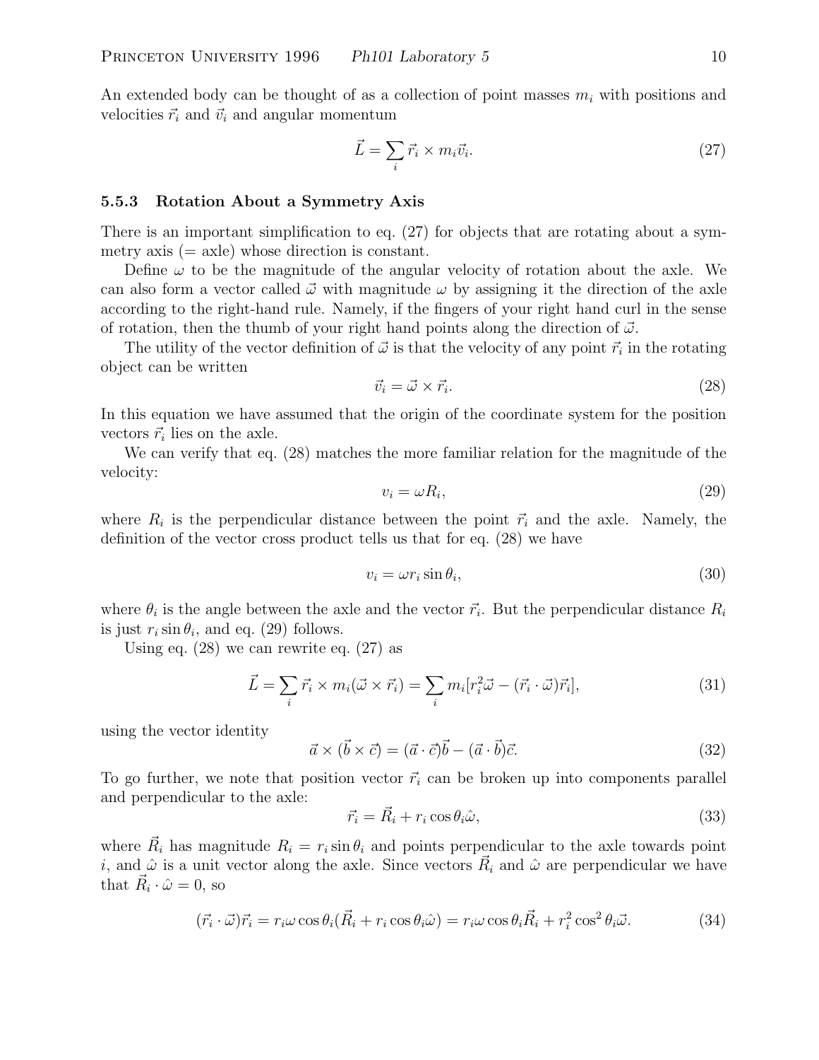An extended body can be thought of as a collection of point masses $m_i$ with positions and velocities $\vec{r}_i$ and $\vec{v}_i$ and angular momentum

$$\vec{L} = \sum_i \vec{r}_i \times m_i \vec{v}_i. \tag{27}$$

### 5.5.3 Rotation About a Symmetry Axis

There is an important simplification to eq. (27) for objects that are rotating about a symmetry axis (= axle) whose direction is constant.

Define $\omega$ to be the magnitude of the angular velocity of rotation about the axle. We can also form a vector called $\vec{\omega}$ with magnitude $\omega$ by assigning it the direction of the axle according to the right-hand rule. Namely, if the fingers of your right hand curl in the sense of rotation, then the thumb of your right hand points along the direction of $\vec{\omega}$.

The utility of the vector definition of $\vec{\omega}$ is that the velocity of any point $\vec{r}_i$ in the rotating object can be written

$$\vec{v}_i = \vec{\omega} \times \vec{r}_i. \tag{28}$$

In this equation we have assumed that the origin of the coordinate system for the position vectors $\vec{r}_i$ lies on the axle.

We can verify that eq. (28) matches the more familiar relation for the magnitude of the velocity:

$$v_i = \omega R_i, \tag{29}$$

where $R_i$ is the perpendicular distance between the point $\vec{r}_i$ and the axle. Namely, the definition of the vector cross product tells us that for eq. (28) we have

$$v_i = \omega r_i \sin\theta_i, \tag{30}$$

where $\theta_i$ is the angle between the axle and the vector $\vec{r}_i$. But the perpendicular distance $R_i$ is just $r_i \sin\theta_i$, and eq. (29) follows.

Using eq. (28) we can rewrite eq. (27) as

$$\vec{L} = \sum_i \vec{r}_i \times m_i (\vec{\omega} \times \vec{r}_i) = \sum_i m_i [r_i^2 \vec{\omega} - (\vec{r}_i \cdot \vec{\omega})\vec{r}_i], \tag{31}$$

using the vector identity

$$\vec{a} \times (\vec{b} \times \vec{c}) = (\vec{a} \cdot \vec{c})\vec{b} - (\vec{a} \cdot \vec{b})\vec{c}. \tag{32}$$

To go further, we note that position vector $\vec{r}_i$ can be broken up into components parallel and perpendicular to the axle:

$$\vec{r}_i = \vec{R}_i + r_i \cos\theta_i \hat{\omega}, \tag{33}$$

where $\vec{R}_i$ has magnitude $R_i = r_i \sin\theta_i$ and points perpendicular to the axle towards point $i$, and $\hat{\omega}$ is a unit vector along the axle. Since vectors $\vec{R}_i$ and $\hat{\omega}$ are perpendicular we have that $\vec{R}_i \cdot \hat{\omega} = 0$, so

$$(\vec{r}_i \cdot \vec{\omega})\vec{r}_i = r_i \omega \cos\theta_i (\vec{R}_i + r_i \cos\theta_i \hat{\omega}) = r_i \omega \cos\theta_i \vec{R}_i + r_i^2 \cos^2\theta_i \vec{\omega}. \tag{34}$$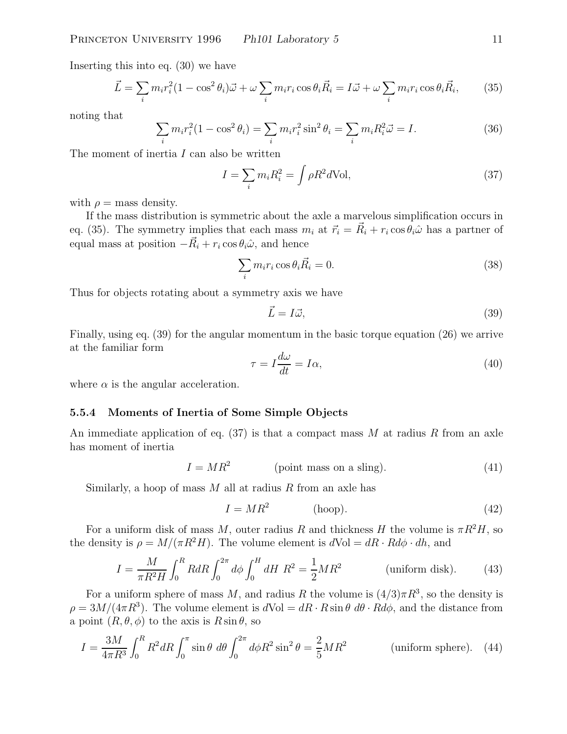Inserting this into eq. (30) we have

$$\vec{L} = \sum_i m_i r_i^2 (1 - \cos^2\theta_i)\vec{\omega} + \omega \sum_i m_i r_i \cos\theta_i \vec{R}_i = I\vec{\omega} + \omega \sum_i m_i r_i \cos\theta_i \vec{R}_i, \tag{35}$$

noting that

$$\sum_i m_i r_i^2 (1 - \cos^2\theta_i) = \sum_i m_i r_i^2 \sin^2\theta_i = \sum_i m_i R_i^2 \vec{\omega} = I. \tag{36}$$

The moment of inertia $I$ can also be written

$$I = \sum_i m_i R_i^2 = \int \rho R^2 d\text{Vol}, \tag{37}$$

with $\rho$ = mass density.

If the mass distribution is symmetric about the axle a marvelous simplification occurs in eq. (35). The symmetry implies that each mass $m_i$ at $\vec{r}_i = \vec{R}_i + r_i \cos\theta_i \hat{\omega}$ has a partner of equal mass at position $-\vec{R}_i + r_i \cos\theta_i \hat{\omega}$, and hence

$$\sum_i m_i r_i \cos\theta_i \vec{R}_i = 0. \tag{38}$$

Thus for objects rotating about a symmetry axis we have

$$\vec{L} = I\vec{\omega}, \tag{39}$$

Finally, using eq. (39) for the angular momentum in the basic torque equation (26) we arrive at the familiar form

$$\tau = I\frac{d\omega}{dt} = I\alpha, \tag{40}$$

where $\alpha$ is the angular acceleration.

### 5.5.4 Moments of Inertia of Some Simple Objects

An immediate application of eq. (37) is that a compact mass $M$ at radius $R$ from an axle has moment of inertia

$$I = MR^2 \qquad \text{(point mass on a sling)}. \tag{41}$$

Similarly, a hoop of mass $M$ all at radius $R$ from an axle has

$$I = MR^2 \qquad \text{(hoop)}. \tag{42}$$

For a uniform disk of mass $M$, outer radius $R$ and thickness $H$ the volume is $\pi R^2 H$, so the density is $\rho = M/(\pi R^2 H)$. The volume element is $d\text{Vol} = dR \cdot Rd\phi \cdot dh$, and

$$I = \frac{M}{\pi R^2 H}\int_0^R RdR \int_0^{2\pi} d\phi \int_0^H dH \ R^2 = \frac{1}{2}MR^2 \qquad \text{(uniform disk)}. \tag{43}$$

For a uniform sphere of mass $M$, and radius $R$ the volume is $(4/3)\pi R^3$, so the density is $\rho = 3M/(4\pi R^3)$. The volume element is $d\text{Vol} = dR \cdot R\sin\theta \ d\theta \cdot Rd\phi$, and the distance from a point $(R, \theta, \phi)$ to the axis is $R\sin\theta$, so

$$I = \frac{3M}{4\pi R^3}\int_0^R R^2 dR \int_0^\pi \sin\theta \ d\theta \int_0^{2\pi} d\phi R^2 \sin^2\theta = \frac{2}{5}MR^2 \qquad \text{(uniform sphere)}. \tag{44}$$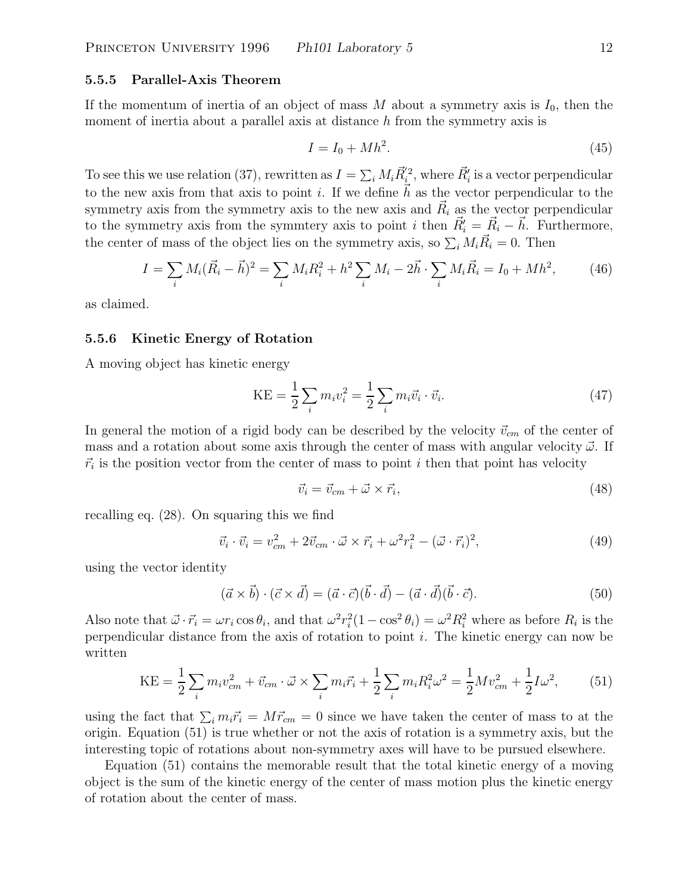### 5.5.5 Parallel-Axis Theorem

If the momentum of inertia of an object of mass $M$ about a symmetry axis is $I_0$, then the moment of inertia about a parallel axis at distance $h$ from the symmetry axis is

$$I = I_0 + Mh^2. \tag{45}$$

To see this we use relation (37), rewritten as $I = \sum_i M_i \vec{R}_i'^2$, where $\vec{R}_i'$ is a vector perpendicular to the new axis from that axis to point $i$. If we define $\vec{h}$ as the vector perpendicular to the symmetry axis from the symmetry axis to the new axis and $\vec{R}_i$ as the vector perpendicular to the symmetry axis from the symmtery axis to point $i$ then $\vec{R}_i' = \vec{R}_i - \vec{h}$. Furthermore, the center of mass of the object lies on the symmetry axis, so $\sum_i M_i \vec{R}_i = 0$. Then

$$I = \sum_i M_i (\vec{R}_i - \vec{h})^2 = \sum_i M_i R_i^2 + h^2 \sum_i M_i - 2\vec{h} \cdot \sum_i M_i \vec{R}_i = I_0 + Mh^2, \tag{46}$$

as claimed.

### 5.5.6 Kinetic Energy of Rotation

A moving object has kinetic energy

$$\text{KE} = \frac{1}{2} \sum_i m_i v_i^2 = \frac{1}{2} \sum_i m_i \vec{v}_i \cdot \vec{v}_i. \tag{47}$$

In general the motion of a rigid body can be described by the velocity $\vec{v}_{cm}$ of the center of mass and a rotation about some axis through the center of mass with angular velocity $\vec{\omega}$. If $\vec{r}_i$ is the position vector from the center of mass to point $i$ then that point has velocity

$$\vec{v}_i = \vec{v}_{cm} + \vec{\omega} \times \vec{r}_i, \tag{48}$$

recalling eq. (28). On squaring this we find

$$\vec{v}_i \cdot \vec{v}_i = v_{cm}^2 + 2\vec{v}_{cm} \cdot \vec{\omega} \times \vec{r}_i + \omega^2 r_i^2 - (\vec{\omega} \cdot \vec{r}_i)^2, \tag{49}$$

using the vector identity

$$(\vec{a} \times \vec{b}) \cdot (\vec{c} \times \vec{d}) = (\vec{a} \cdot \vec{c})(\vec{b} \cdot \vec{d}) - (\vec{a} \cdot \vec{d})(\vec{b} \cdot \vec{c}). \tag{50}$$

Also note that $\vec{\omega} \cdot \vec{r}_i = \omega r_i \cos\theta_i$, and that $\omega^2 r_i^2 (1 - \cos^2\theta_i) = \omega^2 R_i^2$ where as before $R_i$ is the perpendicular distance from the axis of rotation to point $i$. The kinetic energy can now be written

$$\text{KE} = \frac{1}{2} \sum_i m_i v_{cm}^2 + \vec{v}_{cm} \cdot \vec{\omega} \times \sum_i m_i \vec{r}_i + \frac{1}{2} \sum_i m_i R_i^2 \omega^2 = \frac{1}{2} M v_{cm}^2 + \frac{1}{2} I \omega^2, \tag{51}$$

using the fact that $\sum_i m_i \vec{r}_i = M\vec{r}_{cm} = 0$ since we have taken the center of mass to at the origin. Equation (51) is true whether or not the axis of rotation is a symmetry axis, but the interesting topic of rotations about non-symmetry axes will have to be pursued elsewhere.

Equation (51) contains the memorable result that the total kinetic energy of a moving object is the sum of the kinetic energy of the center of mass motion plus the kinetic energy of rotation about the center of mass.